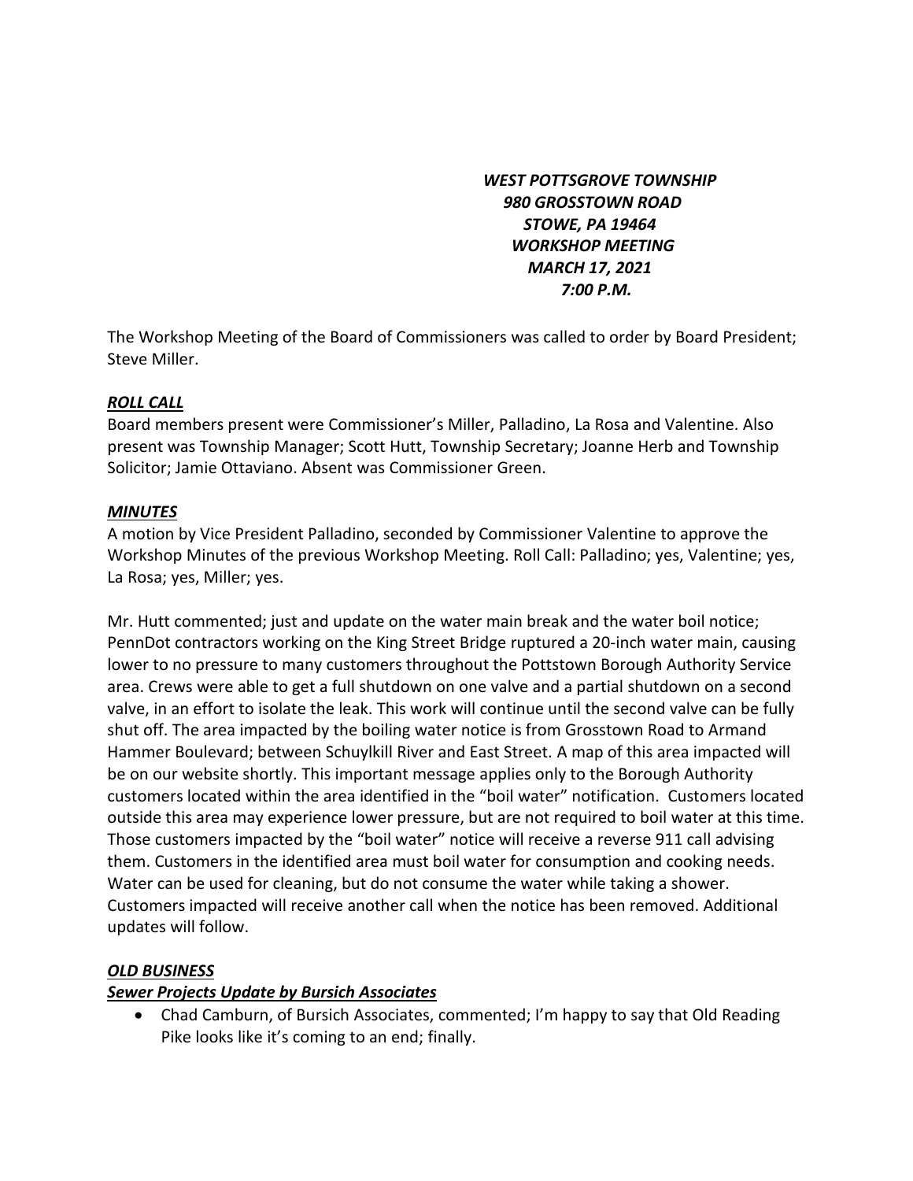***WEST POTTSGROVE TOWNSHIP***
***980 GROSSTOWN ROAD***
***STOWE, PA 19464***
***WORKSHOP MEETING***
***MARCH 17, 2021***
***7:00 P.M.***

The Workshop Meeting of the Board of Commissioners was called to order by Board President; Steve Miller.

***ROLL CALL***

Board members present were Commissioner's Miller, Palladino, La Rosa and Valentine. Also present was Township Manager; Scott Hutt, Township Secretary; Joanne Herb and Township Solicitor; Jamie Ottaviano. Absent was Commissioner Green.

***MINUTES***

A motion by Vice President Palladino, seconded by Commissioner Valentine to approve the Workshop Minutes of the previous Workshop Meeting. Roll Call: Palladino; yes, Valentine; yes, La Rosa; yes, Miller; yes.

Mr. Hutt commented; just and update on the water main break and the water boil notice; PennDot contractors working on the King Street Bridge ruptured a 20-inch water main, causing lower to no pressure to many customers throughout the Pottstown Borough Authority Service area. Crews were able to get a full shutdown on one valve and a partial shutdown on a second valve, in an effort to isolate the leak. This work will continue until the second valve can be fully shut off. The area impacted by the boiling water notice is from Grosstown Road to Armand Hammer Boulevard; between Schuylkill River and East Street. A map of this area impacted will be on our website shortly. This important message applies only to the Borough Authority customers located within the area identified in the "boil water" notification. Customers located outside this area may experience lower pressure, but are not required to boil water at this time. Those customers impacted by the "boil water" notice will receive a reverse 911 call advising them. Customers in the identified area must boil water for consumption and cooking needs. Water can be used for cleaning, but do not consume the water while taking a shower. Customers impacted will receive another call when the notice has been removed. Additional updates will follow.

***OLD BUSINESS***

***Sewer Projects Update by Bursich Associates***

- Chad Camburn, of Bursich Associates, commented; I'm happy to say that Old Reading Pike looks like it's coming to an end; finally.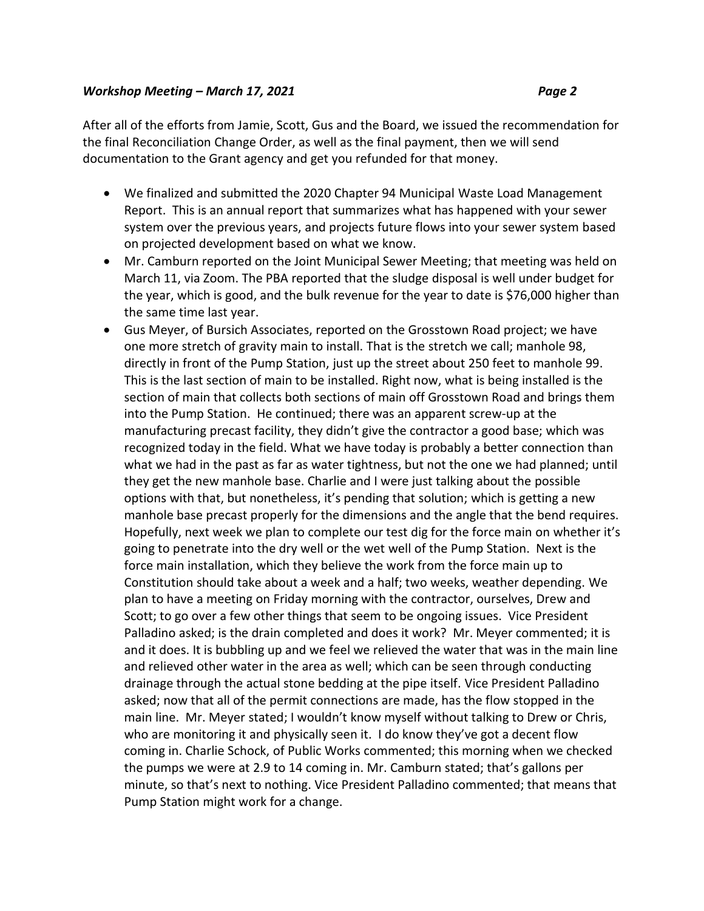After all of the efforts from Jamie, Scott, Gus and the Board, we issued the recommendation for the final Reconciliation Change Order, as well as the final payment, then we will send documentation to the Grant agency and get you refunded for that money.

- We finalized and submitted the 2020 Chapter 94 Municipal Waste Load Management Report. This is an annual report that summarizes what has happened with your sewer system over the previous years, and projects future flows into your sewer system based on projected development based on what we know.
- Mr. Camburn reported on the Joint Municipal Sewer Meeting; that meeting was held on March 11, via Zoom. The PBA reported that the sludge disposal is well under budget for the year, which is good, and the bulk revenue for the year to date is $76,000 higher than the same time last year.
- Gus Meyer, of Bursich Associates, reported on the Grosstown Road project; we have one more stretch of gravity main to install. That is the stretch we call; manhole 98, directly in front of the Pump Station, just up the street about 250 feet to manhole 99. This is the last section of main to be installed. Right now, what is being installed is the section of main that collects both sections of main off Grosstown Road and brings them into the Pump Station. He continued; there was an apparent screw-up at the manufacturing precast facility, they didn't give the contractor a good base; which was recognized today in the field. What we have today is probably a better connection than what we had in the past as far as water tightness, but not the one we had planned; until they get the new manhole base. Charlie and I were just talking about the possible options with that, but nonetheless, it's pending that solution; which is getting a new manhole base precast properly for the dimensions and the angle that the bend requires. Hopefully, next week we plan to complete our test dig for the force main on whether it's going to penetrate into the dry well or the wet well of the Pump Station. Next is the force main installation, which they believe the work from the force main up to Constitution should take about a week and a half; two weeks, weather depending. We plan to have a meeting on Friday morning with the contractor, ourselves, Drew and Scott; to go over a few other things that seem to be ongoing issues. Vice President Palladino asked; is the drain completed and does it work? Mr. Meyer commented; it is and it does. It is bubbling up and we feel we relieved the water that was in the main line and relieved other water in the area as well; which can be seen through conducting drainage through the actual stone bedding at the pipe itself. Vice President Palladino asked; now that all of the permit connections are made, has the flow stopped in the main line. Mr. Meyer stated; I wouldn't know myself without talking to Drew or Chris, who are monitoring it and physically seen it. I do know they've got a decent flow coming in. Charlie Schock, of Public Works commented; this morning when we checked the pumps we were at 2.9 to 14 coming in. Mr. Camburn stated; that's gallons per minute, so that's next to nothing. Vice President Palladino commented; that means that Pump Station might work for a change.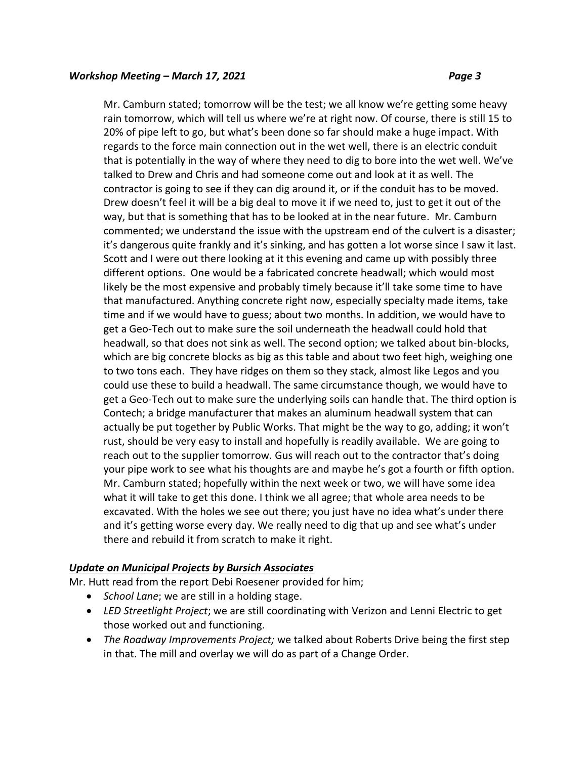Mr. Camburn stated; tomorrow will be the test; we all know we're getting some heavy rain tomorrow, which will tell us where we're at right now. Of course, there is still 15 to 20% of pipe left to go, but what's been done so far should make a huge impact. With regards to the force main connection out in the wet well, there is an electric conduit that is potentially in the way of where they need to dig to bore into the wet well. We've talked to Drew and Chris and had someone come out and look at it as well. The contractor is going to see if they can dig around it, or if the conduit has to be moved. Drew doesn't feel it will be a big deal to move it if we need to, just to get it out of the way, but that is something that has to be looked at in the near future. Mr. Camburn commented; we understand the issue with the upstream end of the culvert is a disaster; it's dangerous quite frankly and it's sinking, and has gotten a lot worse since I saw it last. Scott and I were out there looking at it this evening and came up with possibly three different options. One would be a fabricated concrete headwall; which would most likely be the most expensive and probably timely because it'll take some time to have that manufactured. Anything concrete right now, especially specialty made items, take time and if we would have to guess; about two months. In addition, we would have to get a Geo-Tech out to make sure the soil underneath the headwall could hold that headwall, so that does not sink as well. The second option; we talked about bin-blocks, which are big concrete blocks as big as this table and about two feet high, weighing one to two tons each. They have ridges on them so they stack, almost like Legos and you could use these to build a headwall. The same circumstance though, we would have to get a Geo-Tech out to make sure the underlying soils can handle that. The third option is Contech; a bridge manufacturer that makes an aluminum headwall system that can actually be put together by Public Works. That might be the way to go, adding; it won't rust, should be very easy to install and hopefully is readily available. We are going to reach out to the supplier tomorrow. Gus will reach out to the contractor that's doing your pipe work to see what his thoughts are and maybe he's got a fourth or fifth option. Mr. Camburn stated; hopefully within the next week or two, we will have some idea what it will take to get this done. I think we all agree; that whole area needs to be excavated. With the holes we see out there; you just have no idea what's under there and it's getting worse every day. We really need to dig that up and see what's under there and rebuild it from scratch to make it right.

***Update on Municipal Projects by Bursich Associates***

Mr. Hutt read from the report Debi Roesener provided for him;

- *School Lane*; we are still in a holding stage.
- *LED Streetlight Project*; we are still coordinating with Verizon and Lenni Electric to get those worked out and functioning.
- *The Roadway Improvements Project;* we talked about Roberts Drive being the first step in that. The mill and overlay we will do as part of a Change Order.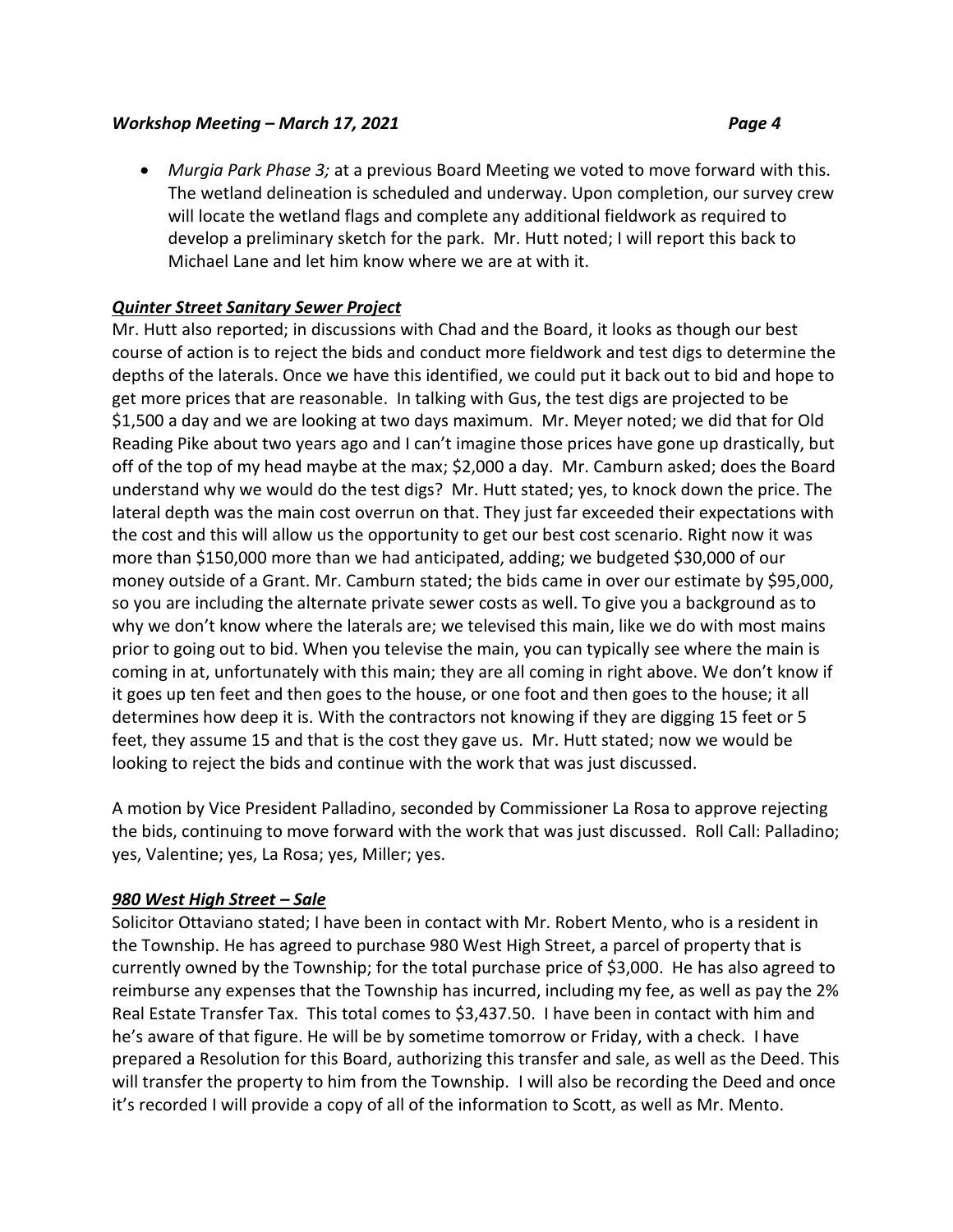- *Murgia Park Phase 3;* at a previous Board Meeting we voted to move forward with this. The wetland delineation is scheduled and underway. Upon completion, our survey crew will locate the wetland flags and complete any additional fieldwork as required to develop a preliminary sketch for the park. Mr. Hutt noted; I will report this back to Michael Lane and let him know where we are at with it.

***Quinter Street Sanitary Sewer Project***

Mr. Hutt also reported; in discussions with Chad and the Board, it looks as though our best course of action is to reject the bids and conduct more fieldwork and test digs to determine the depths of the laterals. Once we have this identified, we could put it back out to bid and hope to get more prices that are reasonable. In talking with Gus, the test digs are projected to be $1,500 a day and we are looking at two days maximum. Mr. Meyer noted; we did that for Old Reading Pike about two years ago and I can't imagine those prices have gone up drastically, but off of the top of my head maybe at the max; $2,000 a day. Mr. Camburn asked; does the Board understand why we would do the test digs? Mr. Hutt stated; yes, to knock down the price. The lateral depth was the main cost overrun on that. They just far exceeded their expectations with the cost and this will allow us the opportunity to get our best cost scenario. Right now it was more than $150,000 more than we had anticipated, adding; we budgeted $30,000 of our money outside of a Grant. Mr. Camburn stated; the bids came in over our estimate by $95,000, so you are including the alternate private sewer costs as well. To give you a background as to why we don't know where the laterals are; we televised this main, like we do with most mains prior to going out to bid. When you televise the main, you can typically see where the main is coming in at, unfortunately with this main; they are all coming in right above. We don't know if it goes up ten feet and then goes to the house, or one foot and then goes to the house; it all determines how deep it is. With the contractors not knowing if they are digging 15 feet or 5 feet, they assume 15 and that is the cost they gave us. Mr. Hutt stated; now we would be looking to reject the bids and continue with the work that was just discussed.

A motion by Vice President Palladino, seconded by Commissioner La Rosa to approve rejecting the bids, continuing to move forward with the work that was just discussed. Roll Call: Palladino; yes, Valentine; yes, La Rosa; yes, Miller; yes.

***980 West High Street – Sale***

Solicitor Ottaviano stated; I have been in contact with Mr. Robert Mento, who is a resident in the Township. He has agreed to purchase 980 West High Street, a parcel of property that is currently owned by the Township; for the total purchase price of $3,000. He has also agreed to reimburse any expenses that the Township has incurred, including my fee, as well as pay the 2% Real Estate Transfer Tax. This total comes to $3,437.50. I have been in contact with him and he's aware of that figure. He will be by sometime tomorrow or Friday, with a check. I have prepared a Resolution for this Board, authorizing this transfer and sale, as well as the Deed. This will transfer the property to him from the Township. I will also be recording the Deed and once it's recorded I will provide a copy of all of the information to Scott, as well as Mr. Mento.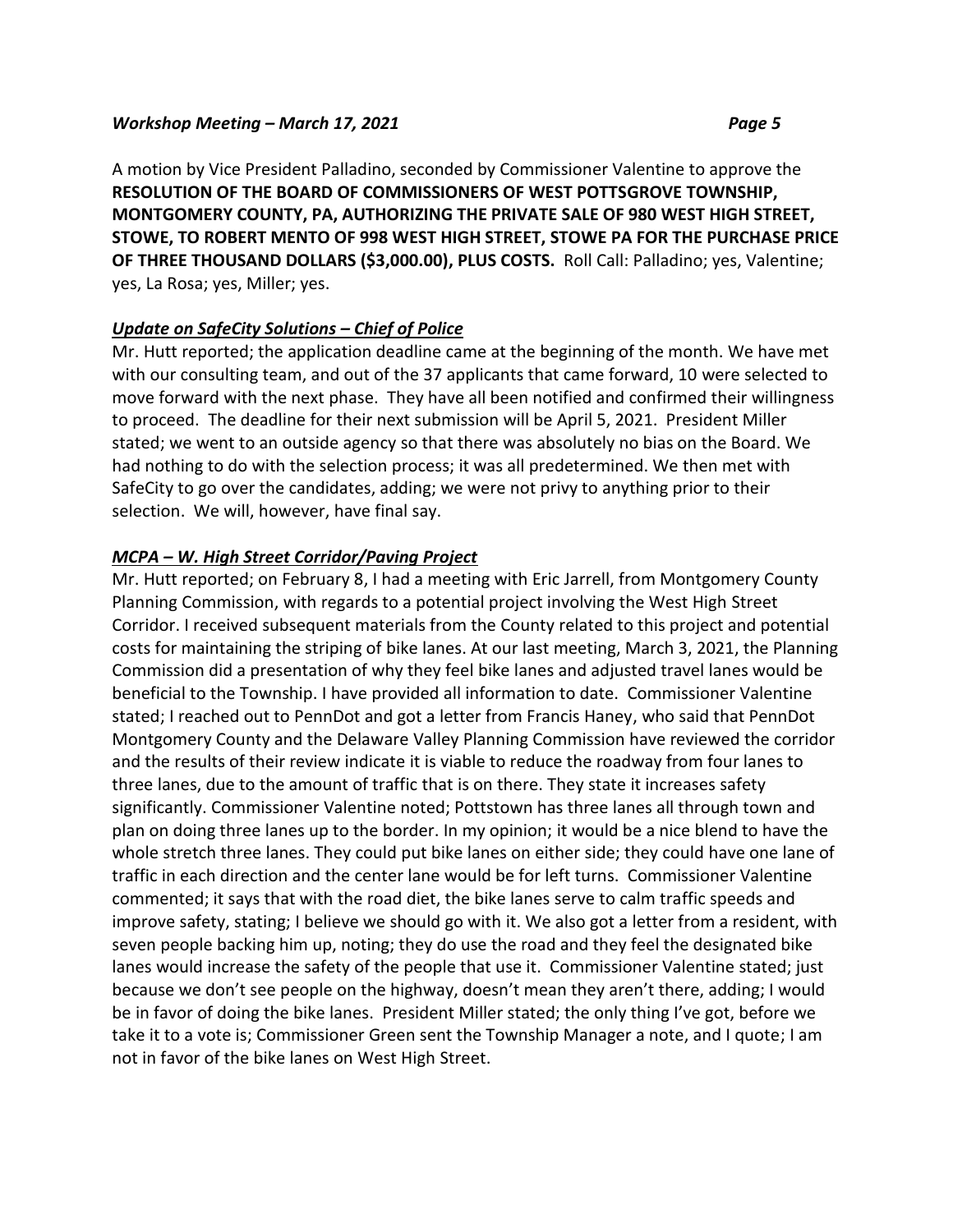A motion by Vice President Palladino, seconded by Commissioner Valentine to approve the **RESOLUTION OF THE BOARD OF COMMISSIONERS OF WEST POTTSGROVE TOWNSHIP, MONTGOMERY COUNTY, PA, AUTHORIZING THE PRIVATE SALE OF 980 WEST HIGH STREET, STOWE, TO ROBERT MENTO OF 998 WEST HIGH STREET, STOWE PA FOR THE PURCHASE PRICE OF THREE THOUSAND DOLLARS ($3,000.00), PLUS COSTS.** Roll Call: Palladino; yes, Valentine; yes, La Rosa; yes, Miller; yes.

***Update on SafeCity Solutions – Chief of Police***

Mr. Hutt reported; the application deadline came at the beginning of the month. We have met with our consulting team, and out of the 37 applicants that came forward, 10 were selected to move forward with the next phase. They have all been notified and confirmed their willingness to proceed. The deadline for their next submission will be April 5, 2021. President Miller stated; we went to an outside agency so that there was absolutely no bias on the Board. We had nothing to do with the selection process; it was all predetermined. We then met with SafeCity to go over the candidates, adding; we were not privy to anything prior to their selection. We will, however, have final say.

***MCPA – W. High Street Corridor/Paving Project***

Mr. Hutt reported; on February 8, I had a meeting with Eric Jarrell, from Montgomery County Planning Commission, with regards to a potential project involving the West High Street Corridor. I received subsequent materials from the County related to this project and potential costs for maintaining the striping of bike lanes. At our last meeting, March 3, 2021, the Planning Commission did a presentation of why they feel bike lanes and adjusted travel lanes would be beneficial to the Township. I have provided all information to date. Commissioner Valentine stated; I reached out to PennDot and got a letter from Francis Haney, who said that PennDot Montgomery County and the Delaware Valley Planning Commission have reviewed the corridor and the results of their review indicate it is viable to reduce the roadway from four lanes to three lanes, due to the amount of traffic that is on there. They state it increases safety significantly. Commissioner Valentine noted; Pottstown has three lanes all through town and plan on doing three lanes up to the border. In my opinion; it would be a nice blend to have the whole stretch three lanes. They could put bike lanes on either side; they could have one lane of traffic in each direction and the center lane would be for left turns. Commissioner Valentine commented; it says that with the road diet, the bike lanes serve to calm traffic speeds and improve safety, stating; I believe we should go with it. We also got a letter from a resident, with seven people backing him up, noting; they do use the road and they feel the designated bike lanes would increase the safety of the people that use it. Commissioner Valentine stated; just because we don't see people on the highway, doesn't mean they aren't there, adding; I would be in favor of doing the bike lanes. President Miller stated; the only thing I've got, before we take it to a vote is; Commissioner Green sent the Township Manager a note, and I quote; I am not in favor of the bike lanes on West High Street.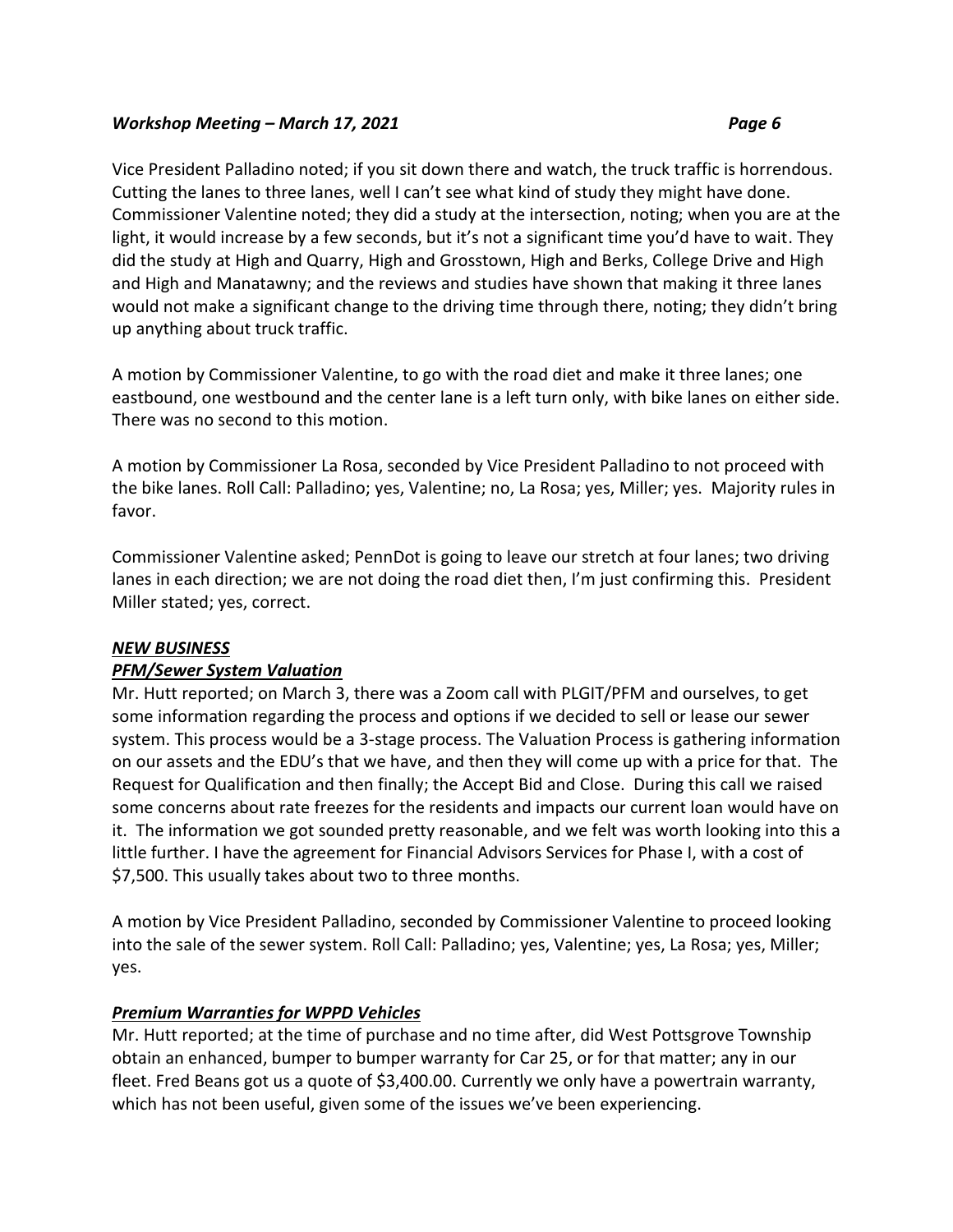Vice President Palladino noted; if you sit down there and watch, the truck traffic is horrendous. Cutting the lanes to three lanes, well I can't see what kind of study they might have done. Commissioner Valentine noted; they did a study at the intersection, noting; when you are at the light, it would increase by a few seconds, but it's not a significant time you'd have to wait. They did the study at High and Quarry, High and Grosstown, High and Berks, College Drive and High and High and Manatawny; and the reviews and studies have shown that making it three lanes would not make a significant change to the driving time through there, noting; they didn't bring up anything about truck traffic.

A motion by Commissioner Valentine, to go with the road diet and make it three lanes; one eastbound, one westbound and the center lane is a left turn only, with bike lanes on either side. There was no second to this motion.

A motion by Commissioner La Rosa, seconded by Vice President Palladino to not proceed with the bike lanes. Roll Call: Palladino; yes, Valentine; no, La Rosa; yes, Miller; yes. Majority rules in favor.

Commissioner Valentine asked; PennDot is going to leave our stretch at four lanes; two driving lanes in each direction; we are not doing the road diet then, I'm just confirming this. President Miller stated; yes, correct.

***NEW BUSINESS***

***PFM/Sewer System Valuation***

Mr. Hutt reported; on March 3, there was a Zoom call with PLGIT/PFM and ourselves, to get some information regarding the process and options if we decided to sell or lease our sewer system. This process would be a 3-stage process. The Valuation Process is gathering information on our assets and the EDU's that we have, and then they will come up with a price for that. The Request for Qualification and then finally; the Accept Bid and Close. During this call we raised some concerns about rate freezes for the residents and impacts our current loan would have on it. The information we got sounded pretty reasonable, and we felt was worth looking into this a little further. I have the agreement for Financial Advisors Services for Phase I, with a cost of $7,500. This usually takes about two to three months.

A motion by Vice President Palladino, seconded by Commissioner Valentine to proceed looking into the sale of the sewer system. Roll Call: Palladino; yes, Valentine; yes, La Rosa; yes, Miller; yes.

***Premium Warranties for WPPD Vehicles***

Mr. Hutt reported; at the time of purchase and no time after, did West Pottsgrove Township obtain an enhanced, bumper to bumper warranty for Car 25, or for that matter; any in our fleet. Fred Beans got us a quote of $3,400.00. Currently we only have a powertrain warranty, which has not been useful, given some of the issues we've been experiencing.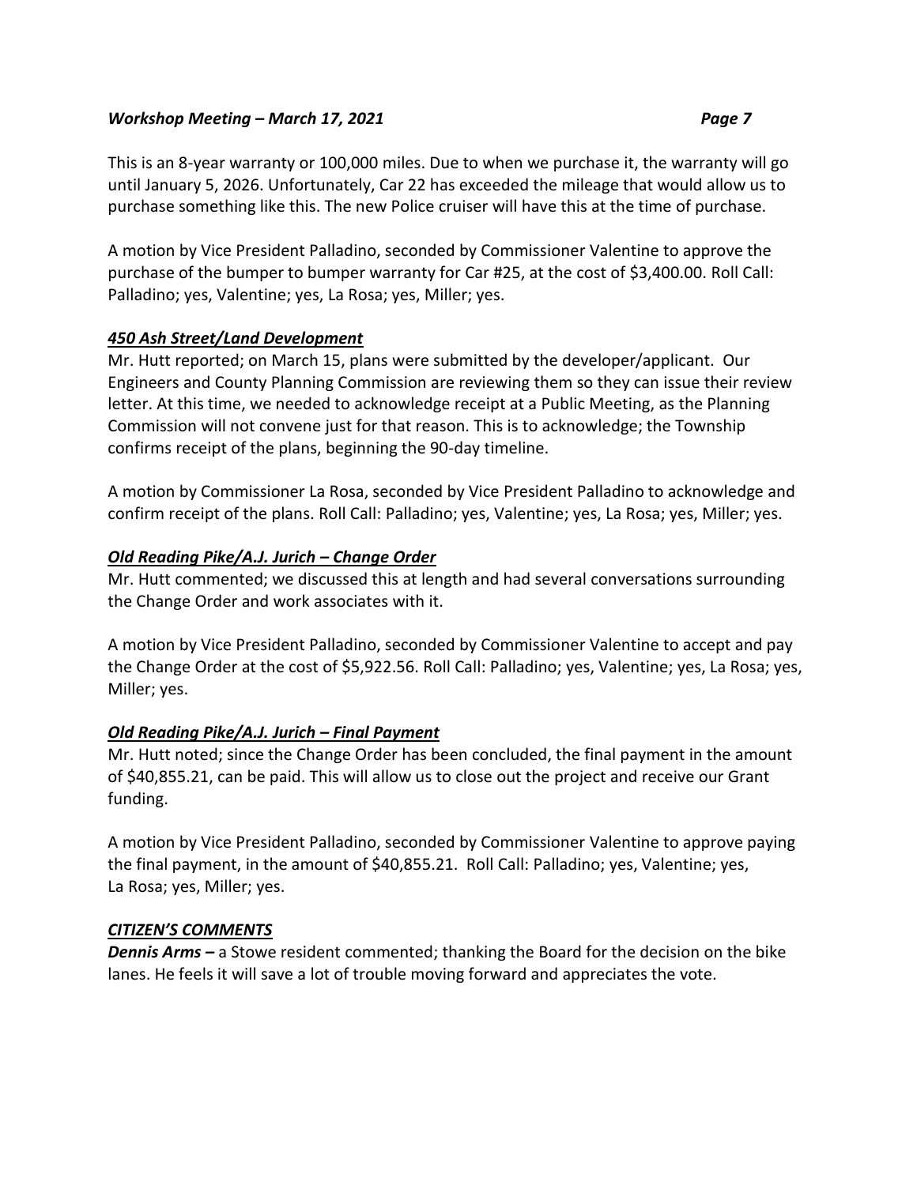This is an 8-year warranty or 100,000 miles. Due to when we purchase it, the warranty will go until January 5, 2026. Unfortunately, Car 22 has exceeded the mileage that would allow us to purchase something like this. The new Police cruiser will have this at the time of purchase.

A motion by Vice President Palladino, seconded by Commissioner Valentine to approve the purchase of the bumper to bumper warranty for Car #25, at the cost of $3,400.00. Roll Call: Palladino; yes, Valentine; yes, La Rosa; yes, Miller; yes.

***450 Ash Street/Land Development***

Mr. Hutt reported; on March 15, plans were submitted by the developer/applicant. Our Engineers and County Planning Commission are reviewing them so they can issue their review letter. At this time, we needed to acknowledge receipt at a Public Meeting, as the Planning Commission will not convene just for that reason. This is to acknowledge; the Township confirms receipt of the plans, beginning the 90-day timeline.

A motion by Commissioner La Rosa, seconded by Vice President Palladino to acknowledge and confirm receipt of the plans. Roll Call: Palladino; yes, Valentine; yes, La Rosa; yes, Miller; yes.

***Old Reading Pike/A.J. Jurich – Change Order***

Mr. Hutt commented; we discussed this at length and had several conversations surrounding the Change Order and work associates with it.

A motion by Vice President Palladino, seconded by Commissioner Valentine to accept and pay the Change Order at the cost of $5,922.56. Roll Call: Palladino; yes, Valentine; yes, La Rosa; yes, Miller; yes.

***Old Reading Pike/A.J. Jurich – Final Payment***

Mr. Hutt noted; since the Change Order has been concluded, the final payment in the amount of $40,855.21, can be paid. This will allow us to close out the project and receive our Grant funding.

A motion by Vice President Palladino, seconded by Commissioner Valentine to approve paying the final payment, in the amount of $40,855.21. Roll Call: Palladino; yes, Valentine; yes, La Rosa; yes, Miller; yes.

***CITIZEN'S COMMENTS***

***Dennis Arms –*** a Stowe resident commented; thanking the Board for the decision on the bike lanes. He feels it will save a lot of trouble moving forward and appreciates the vote.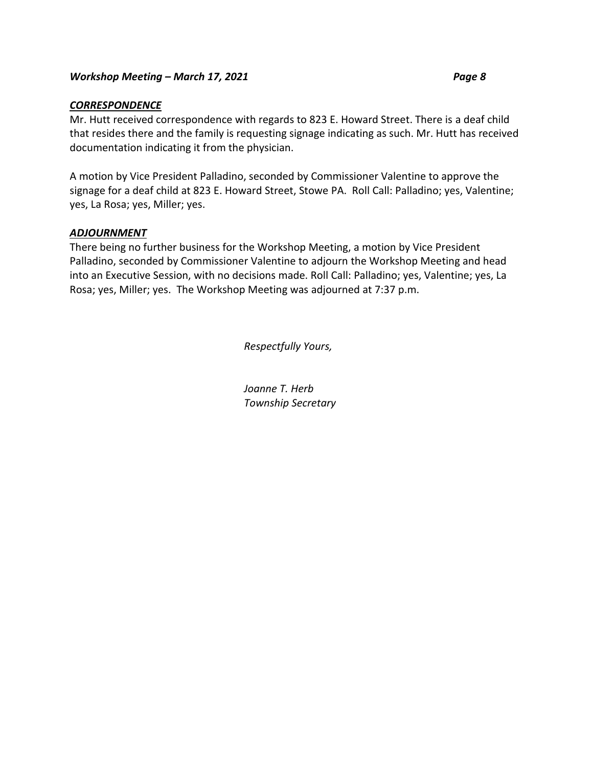***CORRESPONDENCE***

Mr. Hutt received correspondence with regards to 823 E. Howard Street. There is a deaf child that resides there and the family is requesting signage indicating as such. Mr. Hutt has received documentation indicating it from the physician.

A motion by Vice President Palladino, seconded by Commissioner Valentine to approve the signage for a deaf child at 823 E. Howard Street, Stowe PA. Roll Call: Palladino; yes, Valentine; yes, La Rosa; yes, Miller; yes.

***ADJOURNMENT***

There being no further business for the Workshop Meeting, a motion by Vice President Palladino, seconded by Commissioner Valentine to adjourn the Workshop Meeting and head into an Executive Session, with no decisions made. Roll Call: Palladino; yes, Valentine; yes, La Rosa; yes, Miller; yes. The Workshop Meeting was adjourned at 7:37 p.m.

*Respectfully Yours,*

*Joanne T. Herb*
*Township Secretary*